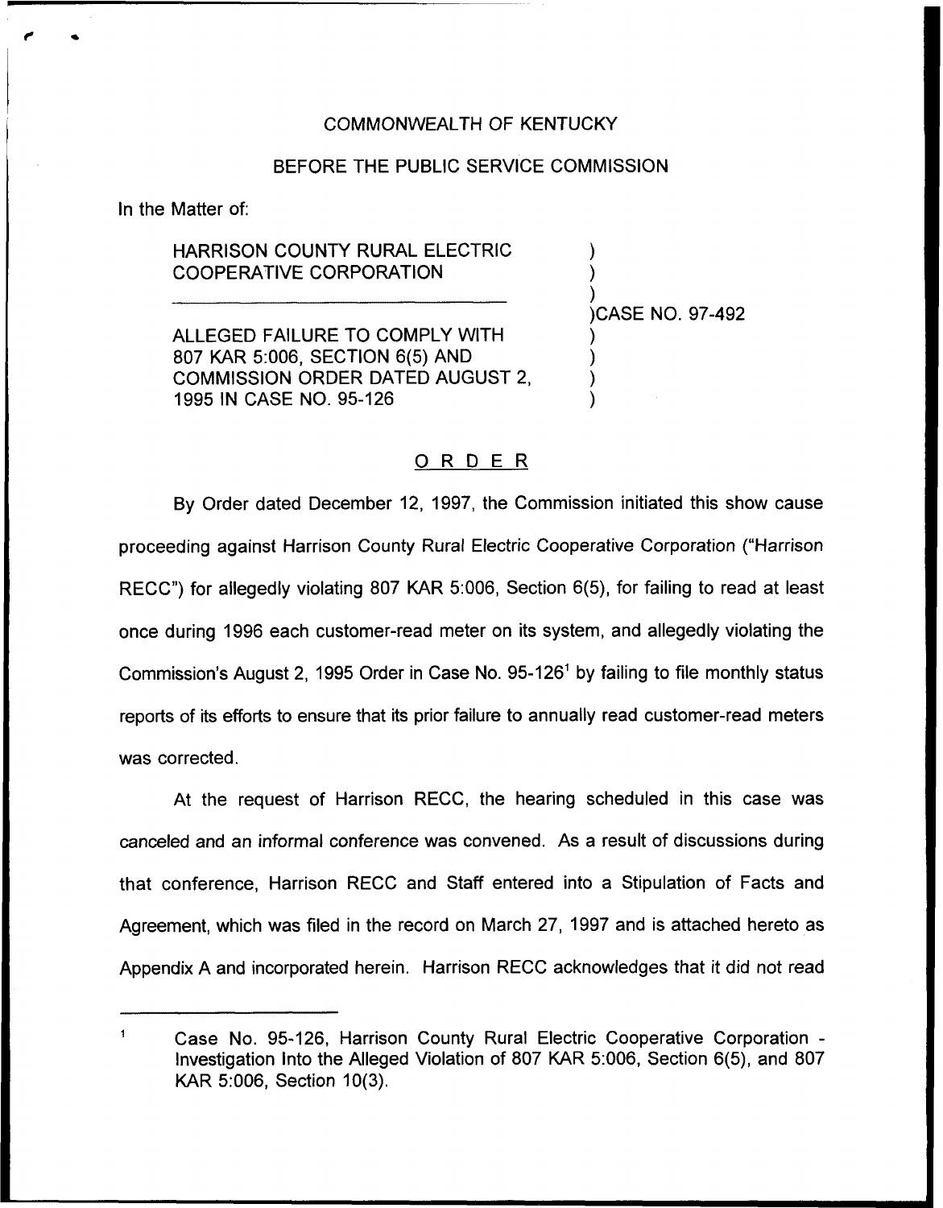COMMONWEALTH OF KENTUCKY

BEFORE THE PUBLIC SERVICE COMMISSION

In the Matter of:

| | |
|---|---|
| HARRISON COUNTY RURAL ELECTRIC COOPERATIVE CORPORATION | ) |
| | )CASE NO. 97-492 |
| ALLEGED FAILURE TO COMPLY WITH 807 KAR 5:006, SECTION 6(5) AND COMMISSION ORDER DATED AUGUST 2, 1995 IN CASE NO. 95-126 | ) |

## ORDER

By Order dated December 12, 1997, the Commission initiated this show cause proceeding against Harrison County Rural Electric Cooperative Corporation ("Harrison RECC") for allegedly violating 807 KAR 5:006, Section 6(5), for failing to read at least once during 1996 each customer-read meter on its system, and allegedly violating the Commission's August 2, 1995 Order in Case No. 95-126[1] by failing to file monthly status reports of its efforts to ensure that its prior failure to annually read customer-read meters was corrected.

At the request of Harrison RECC, the hearing scheduled in this case was canceled and an informal conference was convened. As a result of discussions during that conference, Harrison RECC and Staff entered into a Stipulation of Facts and Agreement, which was filed in the record on March 27, 1997 and is attached hereto as Appendix A and incorporated herein. Harrison RECC acknowledges that it did not read

---

[1] Case No. 95-126, Harrison County Rural Electric Cooperative Corporation - Investigation Into the Alleged Violation of 807 KAR 5:006, Section 6(5), and 807 KAR 5:006, Section 10(3).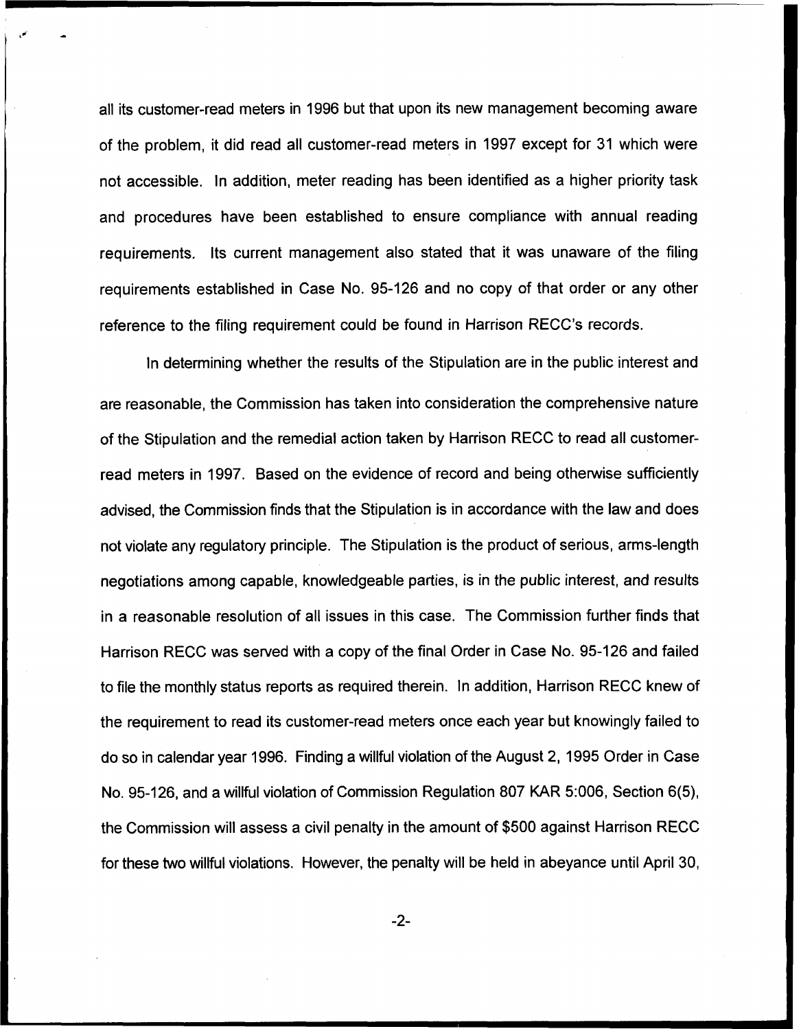all its customer-read meters in 1996 but that upon its new management becoming aware of the problem, it did read all customer-read meters in 1997 except for 31 which were not accessible. In addition, meter reading has been identified as a higher priority task and procedures have been established to ensure compliance with annual reading requirements. Its current management also stated that it was unaware of the filing requirements established in Case No. 95-126 and no copy of that order or any other reference to the filing requirement could be found in Harrison RECC's records.

In determining whether the results of the Stipulation are in the public interest and are reasonable, the Commission has taken into consideration the comprehensive nature of the Stipulation and the remedial action taken by Harrison RECC to read all customer-read meters in 1997. Based on the evidence of record and being otherwise sufficiently advised, the Commission finds that the Stipulation is in accordance with the law and does not violate any regulatory principle. The Stipulation is the product of serious, arms-length negotiations among capable, knowledgeable parties, is in the public interest, and results in a reasonable resolution of all issues in this case. The Commission further finds that Harrison RECC was served with a copy of the final Order in Case No. 95-126 and failed to file the monthly status reports as required therein. In addition, Harrison RECC knew of the requirement to read its customer-read meters once each year but knowingly failed to do so in calendar year 1996. Finding a willful violation of the August 2, 1995 Order in Case No. 95-126, and a willful violation of Commission Regulation 807 KAR 5:006, Section 6(5), the Commission will assess a civil penalty in the amount of $500 against Harrison RECC for these two willful violations. However, the penalty will be held in abeyance until April 30,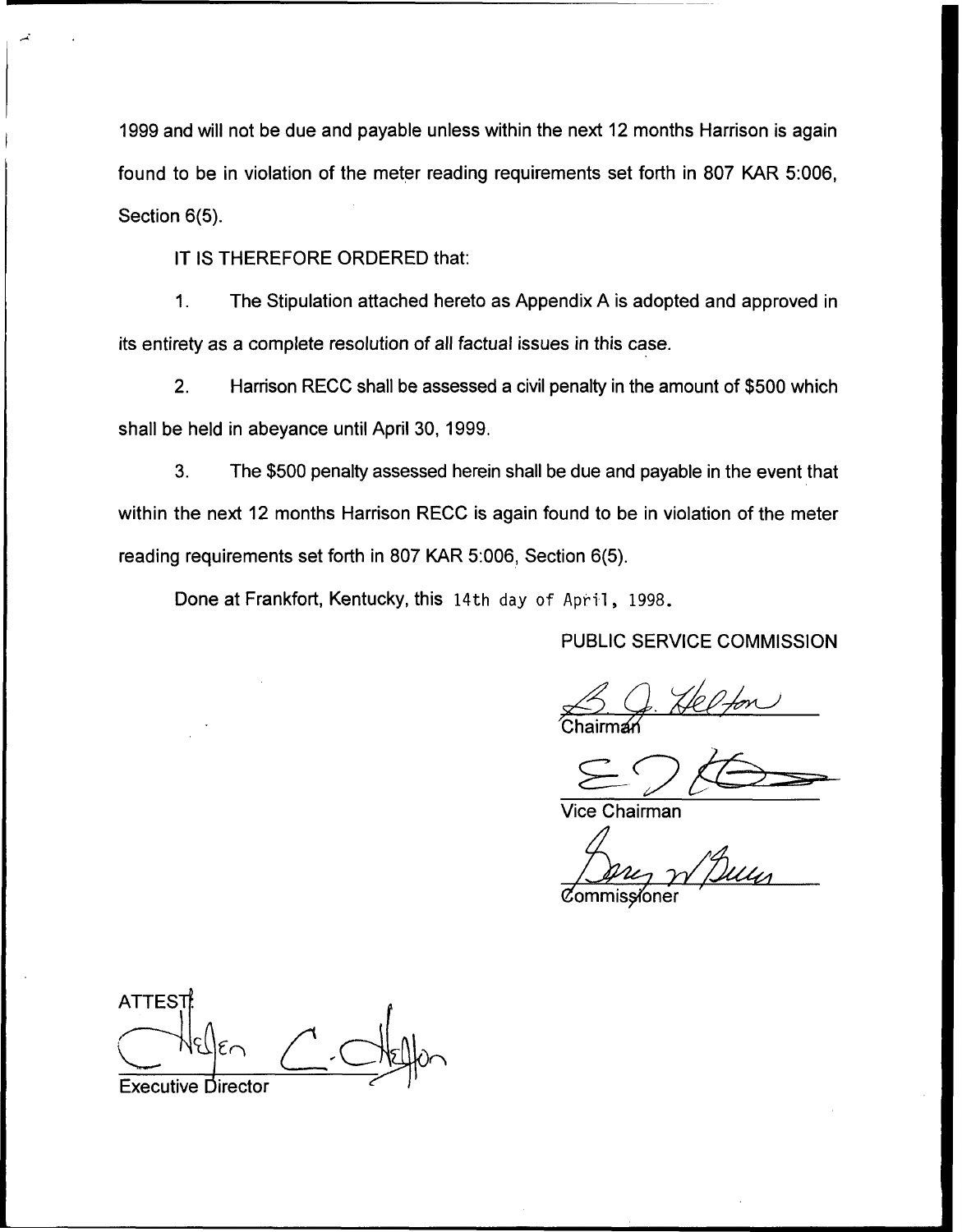1999 and will not be due and payable unless within the next 12 months Harrison is again found to be in violation of the meter reading requirements set forth in 807 KAR 5:006, Section 6(5).

IT IS THEREFORE ORDERED that:

1. The Stipulation attached hereto as Appendix A is adopted and approved in its entirety as a complete resolution of all factual issues in this case.

2. Harrison RECC shall be assessed a civil penalty in the amount of $500 which shall be held in abeyance until April 30, 1999.

3. The $500 penalty assessed herein shall be due and payable in the event that within the next 12 months Harrison RECC is again found to be in violation of the meter reading requirements set forth in 807 KAR 5:006, Section 6(5).

Done at Frankfort, Kentucky, this 14th day of April, 1998.

PUBLIC SERVICE COMMISSION

Chairman

Vice Chairman

Commissioner

ATTEST:

Executive Director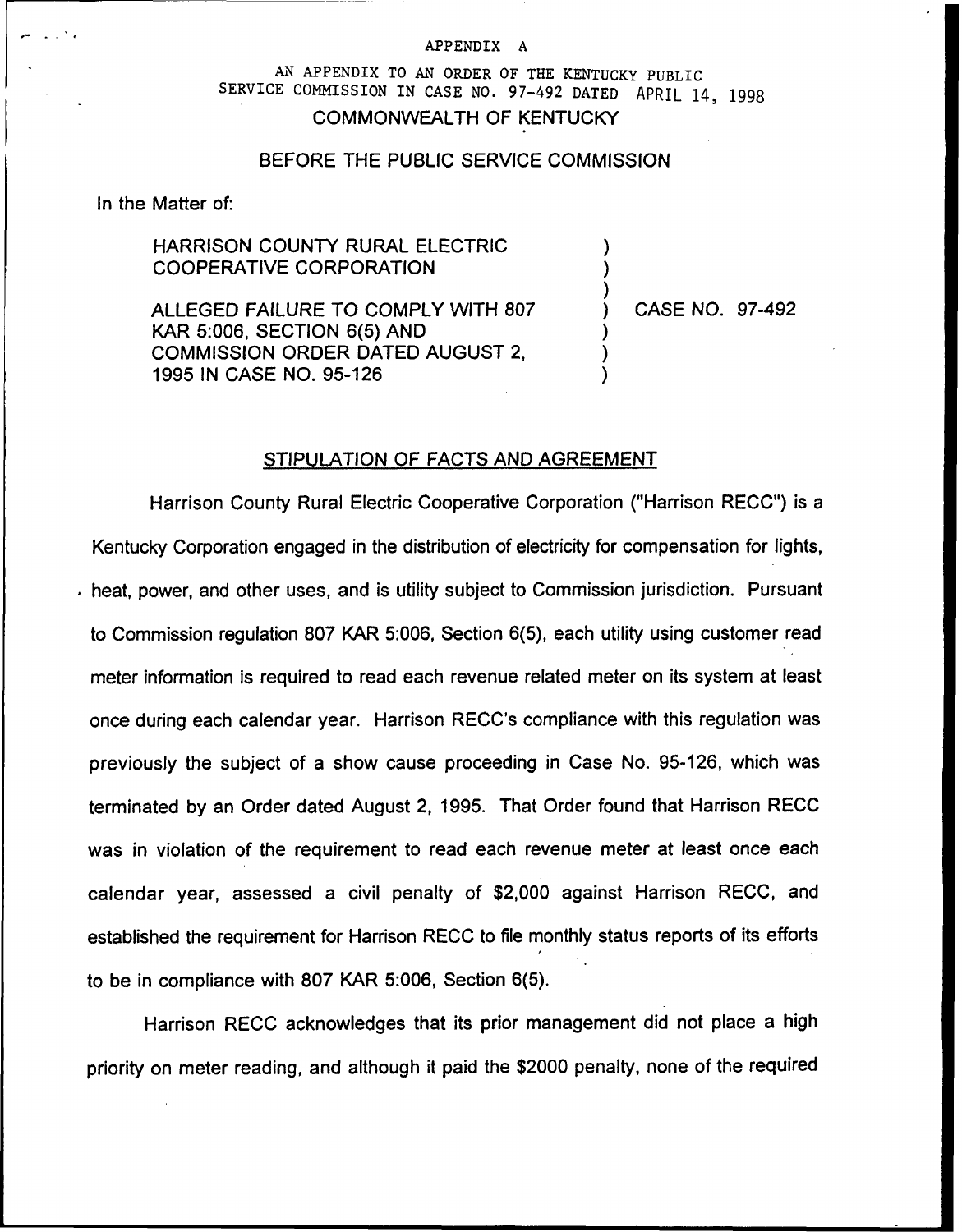APPENDIX A

AN APPENDIX TO AN ORDER OF THE KENTUCKY PUBLIC SERVICE COMMISSION IN CASE NO. 97-492 DATED APRIL 14, 1998

COMMONWEALTH OF KENTUCKY

BEFORE THE PUBLIC SERVICE COMMISSION

In the Matter of:

HARRISON COUNTY RURAL ELECTRIC COOPERATIVE CORPORATION

ALLEGED FAILURE TO COMPLY WITH 807 KAR 5:006, SECTION 6(5) AND COMMISSION ORDER DATED AUGUST 2, 1995 IN CASE NO. 95-126

) CASE NO. 97-492

## STIPULATION OF FACTS AND AGREEMENT

Harrison County Rural Electric Cooperative Corporation ("Harrison RECC") is a Kentucky Corporation engaged in the distribution of electricity for compensation for lights, heat, power, and other uses, and is utility subject to Commission jurisdiction. Pursuant to Commission regulation 807 KAR 5:006, Section 6(5), each utility using customer read meter information is required to read each revenue related meter on its system at least once during each calendar year. Harrison RECC's compliance with this regulation was previously the subject of a show cause proceeding in Case No. 95-126, which was terminated by an Order dated August 2, 1995. That Order found that Harrison RECC was in violation of the requirement to read each revenue meter at least once each calendar year, assessed a civil penalty of $2,000 against Harrison RECC, and established the requirement for Harrison RECC to file monthly status reports of its efforts to be in compliance with 807 KAR 5:006, Section 6(5).

Harrison RECC acknowledges that its prior management did not place a high priority on meter reading, and although it paid the $2000 penalty, none of the required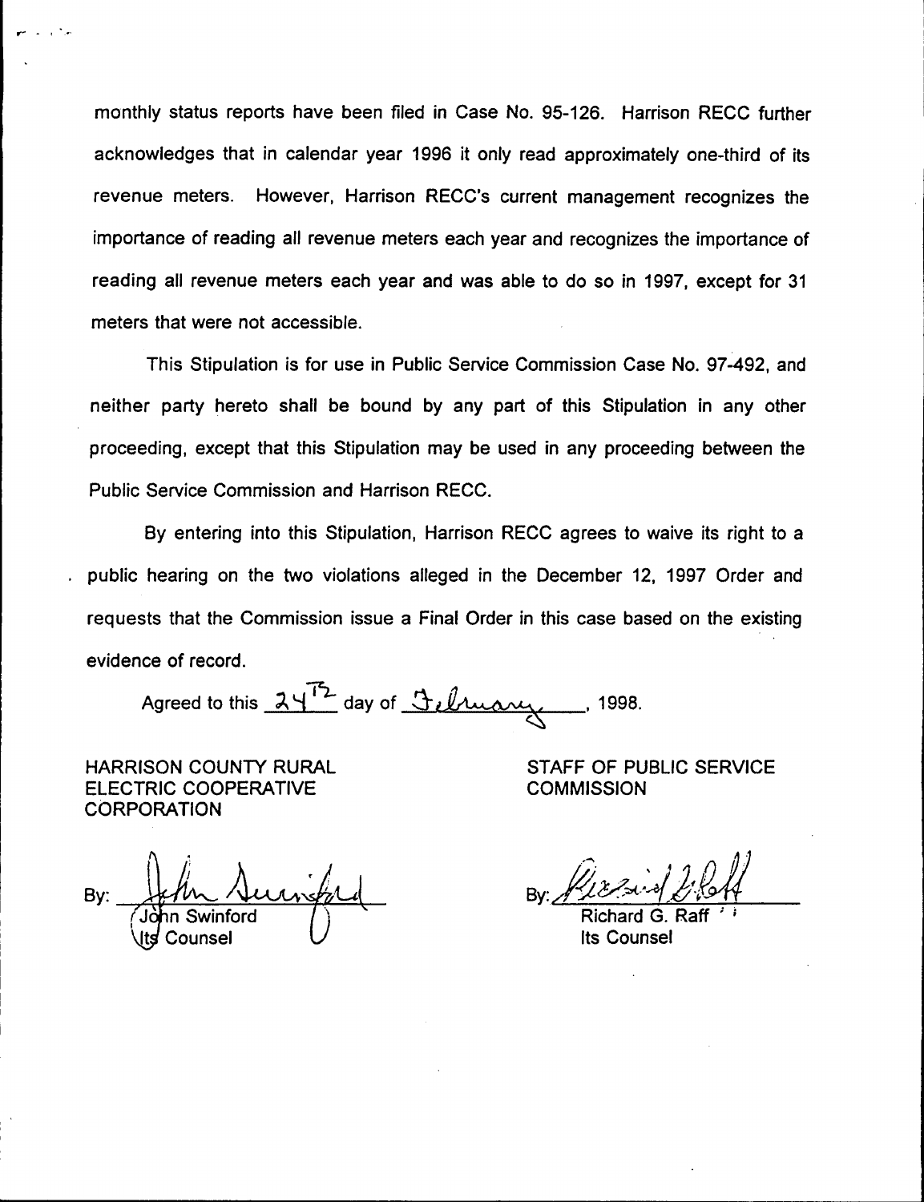monthly status reports have been filed in Case No. 95-126. Harrison RECC further acknowledges that in calendar year 1996 it only read approximately one-third of its revenue meters. However, Harrison RECC's current management recognizes the importance of reading all revenue meters each year and recognizes the importance of reading all revenue meters each year and was able to do so in 1997, except for 31 meters that were not accessible.

This Stipulation is for use in Public Service Commission Case No. 97-492, and neither party hereto shall be bound by any part of this Stipulation in any other proceeding, except that this Stipulation may be used in any proceeding between the Public Service Commission and Harrison RECC.

By entering into this Stipulation, Harrison RECC agrees to waive its right to a public hearing on the two violations alleged in the December 12, 1997 Order and requests that the Commission issue a Final Order in this case based on the existing evidence of record.

Agreed to this 24th day of February, 1998.

HARRISON COUNTY RURAL ELECTRIC COOPERATIVE CORPORATION

By: John Swinford
John Swinford
Its Counsel

STAFF OF PUBLIC SERVICE COMMISSION

By: Richard G. Raff
Richard G. Raff
Its Counsel